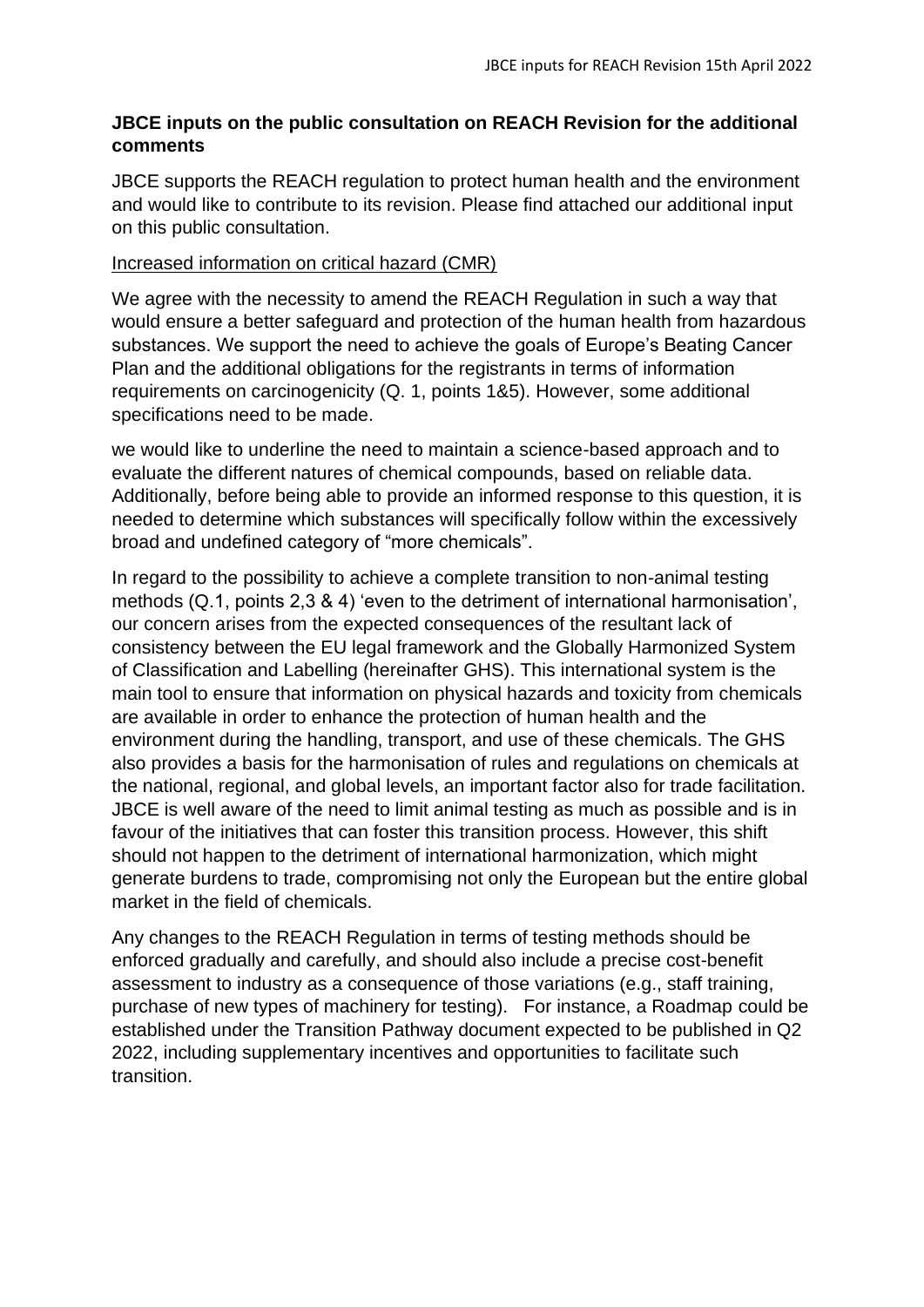**JBCE inputs on the public consultation on REACH Revision for the additional comments**

JBCE supports the REACH regulation to protect human health and the environment and would like to contribute to its revision. Please find attached our additional input on this public consultation.

Increased information on critical hazard (CMR)

We agree with the necessity to amend the REACH Regulation in such a way that would ensure a better safeguard and protection of the human health from hazardous substances. We support the need to achieve the goals of Europe's Beating Cancer Plan and the additional obligations for the registrants in terms of information requirements on carcinogenicity (Q. 1, points 1&5). However, some additional specifications need to be made.

we would like to underline the need to maintain a science-based approach and to evaluate the different natures of chemical compounds, based on reliable data. Additionally, before being able to provide an informed response to this question, it is needed to determine which substances will specifically follow within the excessively broad and undefined category of "more chemicals".

In regard to the possibility to achieve a complete transition to non-animal testing methods (Q.1, points 2,3 & 4) 'even to the detriment of international harmonisation', our concern arises from the expected consequences of the resultant lack of consistency between the EU legal framework and the Globally Harmonized System of Classification and Labelling (hereinafter GHS). This international system is the main tool to ensure that information on physical hazards and toxicity from chemicals are available in order to enhance the protection of human health and the environment during the handling, transport, and use of these chemicals. The GHS also provides a basis for the harmonisation of rules and regulations on chemicals at the national, regional, and global levels, an important factor also for trade facilitation. JBCE is well aware of the need to limit animal testing as much as possible and is in favour of the initiatives that can foster this transition process. However, this shift should not happen to the detriment of international harmonization, which might generate burdens to trade, compromising not only the European but the entire global market in the field of chemicals.

Any changes to the REACH Regulation in terms of testing methods should be enforced gradually and carefully, and should also include a precise cost-benefit assessment to industry as a consequence of those variations (e.g., staff training, purchase of new types of machinery for testing). For instance, a Roadmap could be established under the Transition Pathway document expected to be published in Q2 2022, including supplementary incentives and opportunities to facilitate such transition.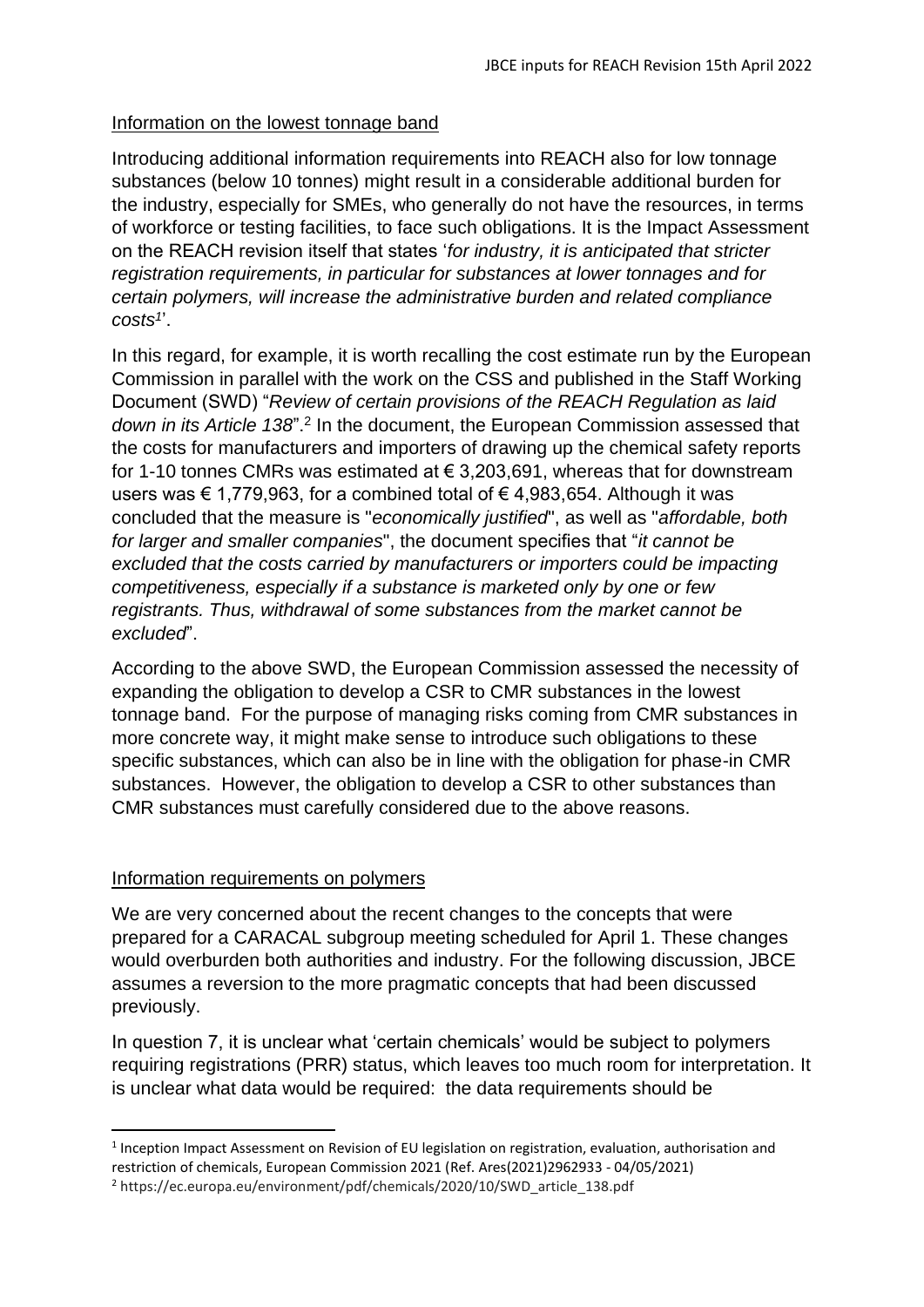Information on the lowest tonnage band

Introducing additional information requirements into REACH also for low tonnage substances (below 10 tonnes) might result in a considerable additional burden for the industry, especially for SMEs, who generally do not have the resources, in terms of workforce or testing facilities, to face such obligations. It is the Impact Assessment on the REACH revision itself that states '*for industry, it is anticipated that stricter registration requirements, in particular for substances at lower tonnages and for certain polymers, will increase the administrative burden and related compliance costs*[1]'.

In this regard, for example, it is worth recalling the cost estimate run by the European Commission in parallel with the work on the CSS and published in the Staff Working Document (SWD) "*Review of certain provisions of the REACH Regulation as laid down in its Article 138*".[2] In the document, the European Commission assessed that the costs for manufacturers and importers of drawing up the chemical safety reports for 1-10 tonnes CMRs was estimated at € 3,203,691, whereas that for downstream users was € 1,779,963, for a combined total of € 4,983,654. Although it was concluded that the measure is "*economically justified*", as well as "*affordable, both for larger and smaller companies*", the document specifies that "*it cannot be excluded that the costs carried by manufacturers or importers could be impacting competitiveness, especially if a substance is marketed only by one or few registrants. Thus, withdrawal of some substances from the market cannot be excluded*".

According to the above SWD, the European Commission assessed the necessity of expanding the obligation to develop a CSR to CMR substances in the lowest tonnage band. For the purpose of managing risks coming from CMR substances in more concrete way, it might make sense to introduce such obligations to these specific substances, which can also be in line with the obligation for phase-in CMR substances. However, the obligation to develop a CSR to other substances than CMR substances must carefully considered due to the above reasons.

Information requirements on polymers

We are very concerned about the recent changes to the concepts that were prepared for a CARACAL subgroup meeting scheduled for April 1. These changes would overburden both authorities and industry. For the following discussion, JBCE assumes a reversion to the more pragmatic concepts that had been discussed previously.

In question 7, it is unclear what 'certain chemicals' would be subject to polymers requiring registrations (PRR) status, which leaves too much room for interpretation. It is unclear what data would be required: the data requirements should be

[1] Inception Impact Assessment on Revision of EU legislation on registration, evaluation, authorisation and restriction of chemicals, European Commission 2021 (Ref. Ares(2021)2962933 - 04/05/2021)

[2] https://ec.europa.eu/environment/pdf/chemicals/2020/10/SWD_article_138.pdf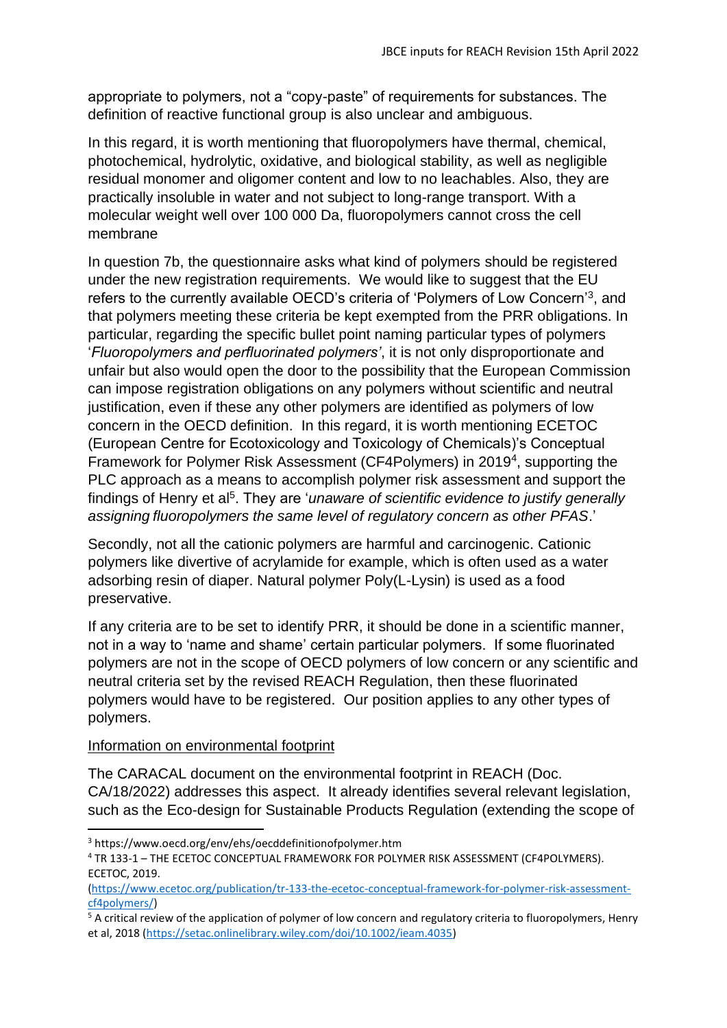appropriate to polymers, not a "copy-paste" of requirements for substances. The definition of reactive functional group is also unclear and ambiguous.

In this regard, it is worth mentioning that fluoropolymers have thermal, chemical, photochemical, hydrolytic, oxidative, and biological stability, as well as negligible residual monomer and oligomer content and low to no leachables. Also, they are practically insoluble in water and not subject to long-range transport. With a molecular weight well over 100 000 Da, fluoropolymers cannot cross the cell membrane

In question 7b, the questionnaire asks what kind of polymers should be registered under the new registration requirements. We would like to suggest that the EU refers to the currently available OECD's criteria of 'Polymers of Low Concern'[3], and that polymers meeting these criteria be kept exempted from the PRR obligations. In particular, regarding the specific bullet point naming particular types of polymers '*Fluoropolymers and perfluorinated polymers'*, it is not only disproportionate and unfair but also would open the door to the possibility that the European Commission can impose registration obligations on any polymers without scientific and neutral justification, even if these any other polymers are identified as polymers of low concern in the OECD definition. In this regard, it is worth mentioning ECETOC (European Centre for Ecotoxicology and Toxicology of Chemicals)'s Conceptual Framework for Polymer Risk Assessment (CF4Polymers) in 2019[4], supporting the PLC approach as a means to accomplish polymer risk assessment and support the findings of Henry et al[5]. They are '*unaware of scientific evidence to justify generally assigning fluoropolymers the same level of regulatory concern as other PFAS*.'

Secondly, not all the cationic polymers are harmful and carcinogenic. Cationic polymers like divertive of acrylamide for example, which is often used as a water adsorbing resin of diaper. Natural polymer Poly(L-Lysin) is used as a food preservative.

If any criteria are to be set to identify PRR, it should be done in a scientific manner, not in a way to 'name and shame' certain particular polymers. If some fluorinated polymers are not in the scope of OECD polymers of low concern or any scientific and neutral criteria set by the revised REACH Regulation, then these fluorinated polymers would have to be registered. Our position applies to any other types of polymers.

Information on environmental footprint

The CARACAL document on the environmental footprint in REACH (Doc. CA/18/2022) addresses this aspect. It already identifies several relevant legislation, such as the Eco-design for Sustainable Products Regulation (extending the scope of

---

[3] https://www.oecd.org/env/ehs/oecddefinitionofpolymer.htm

[4] TR 133-1 – THE ECETOC CONCEPTUAL FRAMEWORK FOR POLYMER RISK ASSESSMENT (CF4POLYMERS). ECETOC, 2019. (https://www.ecetoc.org/publication/tr-133-the-ecetoc-conceptual-framework-for-polymer-risk-assessment-cf4polymers/)

[5] A critical review of the application of polymer of low concern and regulatory criteria to fluoropolymers, Henry et al, 2018 (https://setac.onlinelibrary.wiley.com/doi/10.1002/ieam.4035)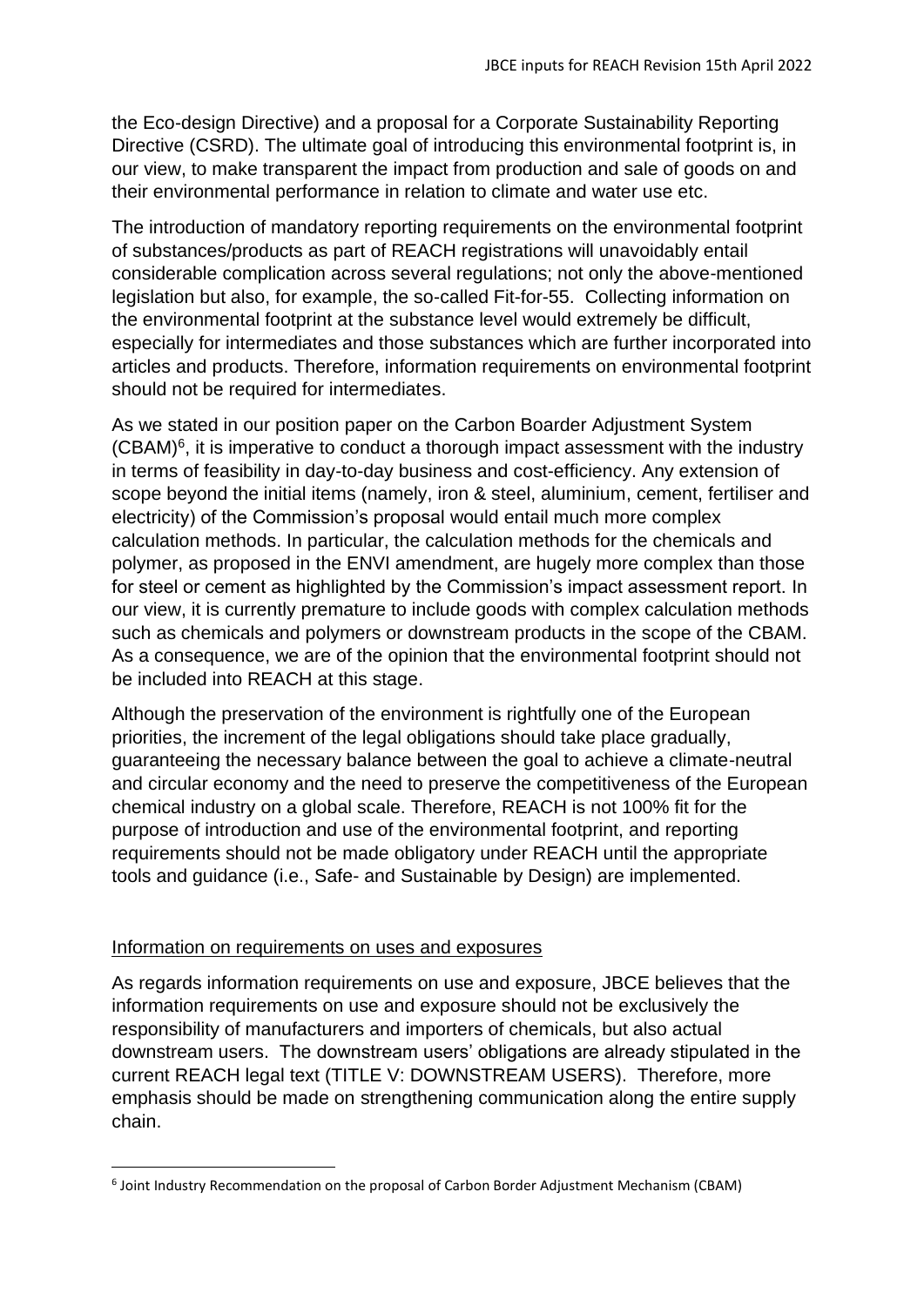the Eco-design Directive) and a proposal for a Corporate Sustainability Reporting Directive (CSRD). The ultimate goal of introducing this environmental footprint is, in our view, to make transparent the impact from production and sale of goods on and their environmental performance in relation to climate and water use etc.

The introduction of mandatory reporting requirements on the environmental footprint of substances/products as part of REACH registrations will unavoidably entail considerable complication across several regulations; not only the above-mentioned legislation but also, for example, the so-called Fit-for-55. Collecting information on the environmental footprint at the substance level would extremely be difficult, especially for intermediates and those substances which are further incorporated into articles and products. Therefore, information requirements on environmental footprint should not be required for intermediates.

As we stated in our position paper on the Carbon Boarder Adjustment System (CBAM)[6], it is imperative to conduct a thorough impact assessment with the industry in terms of feasibility in day-to-day business and cost-efficiency. Any extension of scope beyond the initial items (namely, iron & steel, aluminium, cement, fertiliser and electricity) of the Commission's proposal would entail much more complex calculation methods. In particular, the calculation methods for the chemicals and polymer, as proposed in the ENVI amendment, are hugely more complex than those for steel or cement as highlighted by the Commission's impact assessment report. In our view, it is currently premature to include goods with complex calculation methods such as chemicals and polymers or downstream products in the scope of the CBAM. As a consequence, we are of the opinion that the environmental footprint should not be included into REACH at this stage.

Although the preservation of the environment is rightfully one of the European priorities, the increment of the legal obligations should take place gradually, guaranteeing the necessary balance between the goal to achieve a climate-neutral and circular economy and the need to preserve the competitiveness of the European chemical industry on a global scale. Therefore, REACH is not 100% fit for the purpose of introduction and use of the environmental footprint, and reporting requirements should not be made obligatory under REACH until the appropriate tools and guidance (i.e., Safe- and Sustainable by Design) are implemented.

Information on requirements on uses and exposures

As regards information requirements on use and exposure, JBCE believes that the information requirements on use and exposure should not be exclusively the responsibility of manufacturers and importers of chemicals, but also actual downstream users. The downstream users' obligations are already stipulated in the current REACH legal text (TITLE V: DOWNSTREAM USERS). Therefore, more emphasis should be made on strengthening communication along the entire supply chain.

[6] Joint Industry Recommendation on the proposal of Carbon Border Adjustment Mechanism (CBAM)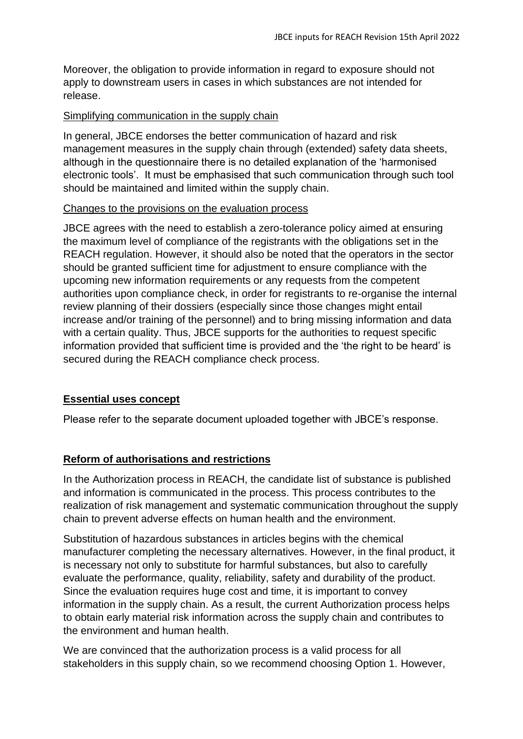Moreover, the obligation to provide information in regard to exposure should not apply to downstream users in cases in which substances are not intended for release.

Simplifying communication in the supply chain

In general, JBCE endorses the better communication of hazard and risk management measures in the supply chain through (extended) safety data sheets, although in the questionnaire there is no detailed explanation of the 'harmonised electronic tools'. It must be emphasised that such communication through such tool should be maintained and limited within the supply chain.

Changes to the provisions on the evaluation process

JBCE agrees with the need to establish a zero-tolerance policy aimed at ensuring the maximum level of compliance of the registrants with the obligations set in the REACH regulation. However, it should also be noted that the operators in the sector should be granted sufficient time for adjustment to ensure compliance with the upcoming new information requirements or any requests from the competent authorities upon compliance check, in order for registrants to re-organise the internal review planning of their dossiers (especially since those changes might entail increase and/or training of the personnel) and to bring missing information and data with a certain quality. Thus, JBCE supports for the authorities to request specific information provided that sufficient time is provided and the 'the right to be heard' is secured during the REACH compliance check process.

**Essential uses concept**

Please refer to the separate document uploaded together with JBCE's response.

**Reform of authorisations and restrictions**

In the Authorization process in REACH, the candidate list of substance is published and information is communicated in the process. This process contributes to the realization of risk management and systematic communication throughout the supply chain to prevent adverse effects on human health and the environment.

Substitution of hazardous substances in articles begins with the chemical manufacturer completing the necessary alternatives. However, in the final product, it is necessary not only to substitute for harmful substances, but also to carefully evaluate the performance, quality, reliability, safety and durability of the product. Since the evaluation requires huge cost and time, it is important to convey information in the supply chain. As a result, the current Authorization process helps to obtain early material risk information across the supply chain and contributes to the environment and human health.

We are convinced that the authorization process is a valid process for all stakeholders in this supply chain, so we recommend choosing Option 1. However,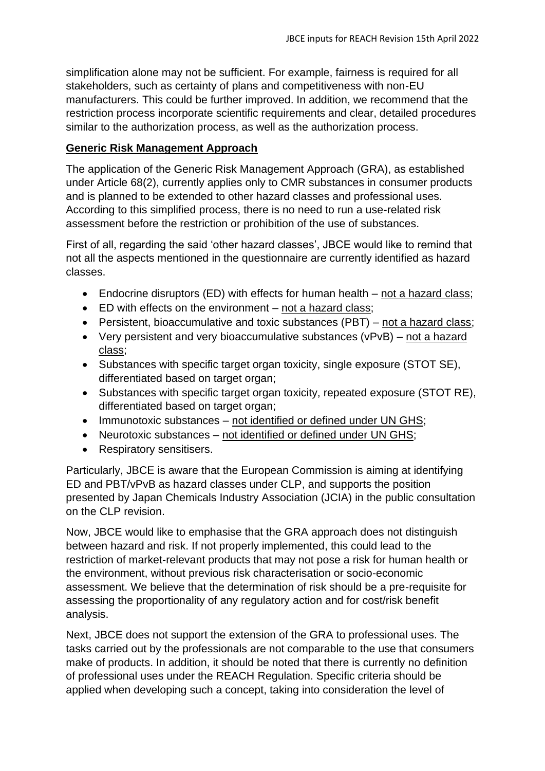simplification alone may not be sufficient. For example, fairness is required for all stakeholders, such as certainty of plans and competitiveness with non-EU manufacturers. This could be further improved. In addition, we recommend that the restriction process incorporate scientific requirements and clear, detailed procedures similar to the authorization process, as well as the authorization process.

**Generic Risk Management Approach**

The application of the Generic Risk Management Approach (GRA), as established under Article 68(2), currently applies only to CMR substances in consumer products and is planned to be extended to other hazard classes and professional uses. According to this simplified process, there is no need to run a use-related risk assessment before the restriction or prohibition of the use of substances.

First of all, regarding the said 'other hazard classes', JBCE would like to remind that not all the aspects mentioned in the questionnaire are currently identified as hazard classes.

- Endocrine disruptors (ED) with effects for human health – not a hazard class;
- ED with effects on the environment – not a hazard class;
- Persistent, bioaccumulative and toxic substances (PBT) – not a hazard class;
- Very persistent and very bioaccumulative substances (vPvB) – not a hazard class;
- Substances with specific target organ toxicity, single exposure (STOT SE), differentiated based on target organ;
- Substances with specific target organ toxicity, repeated exposure (STOT RE), differentiated based on target organ;
- Immunotoxic substances – not identified or defined under UN GHS;
- Neurotoxic substances – not identified or defined under UN GHS;
- Respiratory sensitisers.

Particularly, JBCE is aware that the European Commission is aiming at identifying ED and PBT/vPvB as hazard classes under CLP, and supports the position presented by Japan Chemicals Industry Association (JCIA) in the public consultation on the CLP revision.

Now, JBCE would like to emphasise that the GRA approach does not distinguish between hazard and risk. If not properly implemented, this could lead to the restriction of market-relevant products that may not pose a risk for human health or the environment, without previous risk characterisation or socio-economic assessment. We believe that the determination of risk should be a pre-requisite for assessing the proportionality of any regulatory action and for cost/risk benefit analysis.

Next, JBCE does not support the extension of the GRA to professional uses. The tasks carried out by the professionals are not comparable to the use that consumers make of products. In addition, it should be noted that there is currently no definition of professional uses under the REACH Regulation. Specific criteria should be applied when developing such a concept, taking into consideration the level of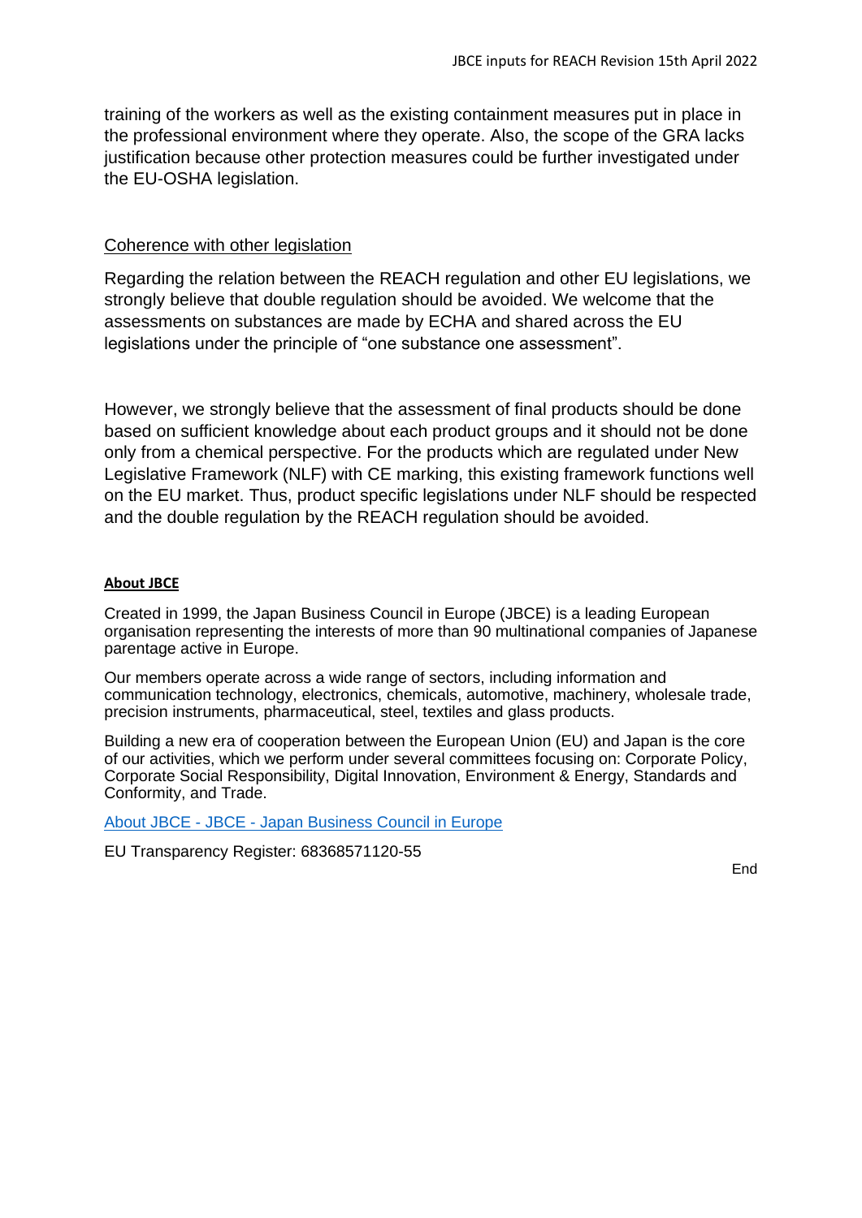training of the workers as well as the existing containment measures put in place in the professional environment where they operate. Also, the scope of the GRA lacks justification because other protection measures could be further investigated under the EU-OSHA legislation.

Coherence with other legislation

Regarding the relation between the REACH regulation and other EU legislations, we strongly believe that double regulation should be avoided. We welcome that the assessments on substances are made by ECHA and shared across the EU legislations under the principle of "one substance one assessment".

However, we strongly believe that the assessment of final products should be done based on sufficient knowledge about each product groups and it should not be done only from a chemical perspective. For the products which are regulated under New Legislative Framework (NLF) with CE marking, this existing framework functions well on the EU market. Thus, product specific legislations under NLF should be respected and the double regulation by the REACH regulation should be avoided.

**About JBCE**

Created in 1999, the Japan Business Council in Europe (JBCE) is a leading European organisation representing the interests of more than 90 multinational companies of Japanese parentage active in Europe.

Our members operate across a wide range of sectors, including information and communication technology, electronics, chemicals, automotive, machinery, wholesale trade, precision instruments, pharmaceutical, steel, textiles and glass products.

Building a new era of cooperation between the European Union (EU) and Japan is the core of our activities, which we perform under several committees focusing on: Corporate Policy, Corporate Social Responsibility, Digital Innovation, Environment & Energy, Standards and Conformity, and Trade.

About JBCE - JBCE - Japan Business Council in Europe

EU Transparency Register: 68368571120-55

End